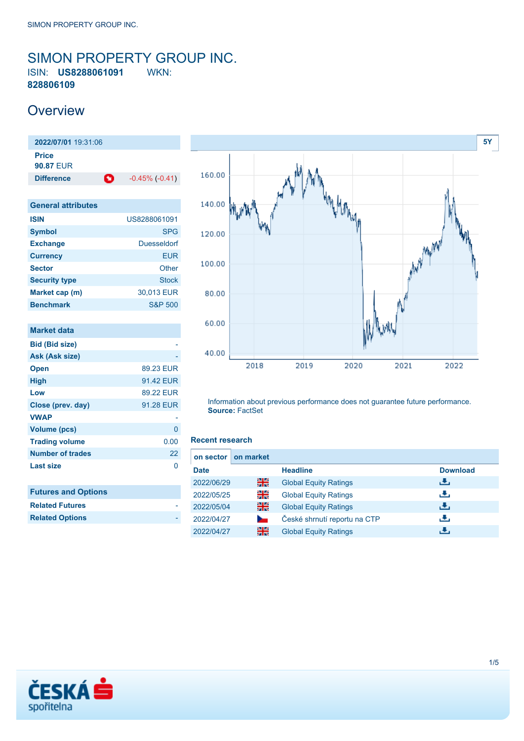# SIMON PROPERTY GROUP INC.

ISIN: **US8288061091** WKN: **828806109**

## Overview

| **2022/07/01** 19:31:06 | |
|---|---|
| **Price** **90.87** EUR | |
| **Difference** | -0.45% (-0.41) |

| General attributes | |
|---|---|
| **ISIN** | US8288061091 |
| **Symbol** | SPG |
| **Exchange** | Duesseldorf |
| **Currency** | EUR |
| **Sector** | Other |
| **Security type** | Stock |
| **Market cap (m)** | 30,013 EUR |
| **Benchmark** | S&P 500 |

| Market data | |
|---|---|
| **Bid (Bid size)** | - |
| **Ask (Ask size)** | - |
| **Open** | 89.23 EUR |
| **High** | 91.42 EUR |
| **Low** | 89.22 EUR |
| **Close (prev. day)** | 91.28 EUR |
| **VWAP** | - |
| **Volume (pcs)** | 0 |
| **Trading volume** | 0.00 |
| **Number of trades** | 22 |
| **Last size** | 0 |

| Futures and Options | |
|---|---|
| **Related Futures** | - |
| **Related Options** | - |

5Y

Information about previous performance does not guarantee future performance.
**Source:** FactSet

### Recent research

on sector | on market

| Date | | Headline | Download |
|---|---|---|---|
| 2022/06/29 | | Global Equity Ratings | |
| 2022/05/25 | | Global Equity Ratings | |
| 2022/05/04 | | Global Equity Ratings | |
| 2022/04/27 | | České shrnutí reportu na CTP | |
| 2022/04/27 | | Global Equity Ratings | |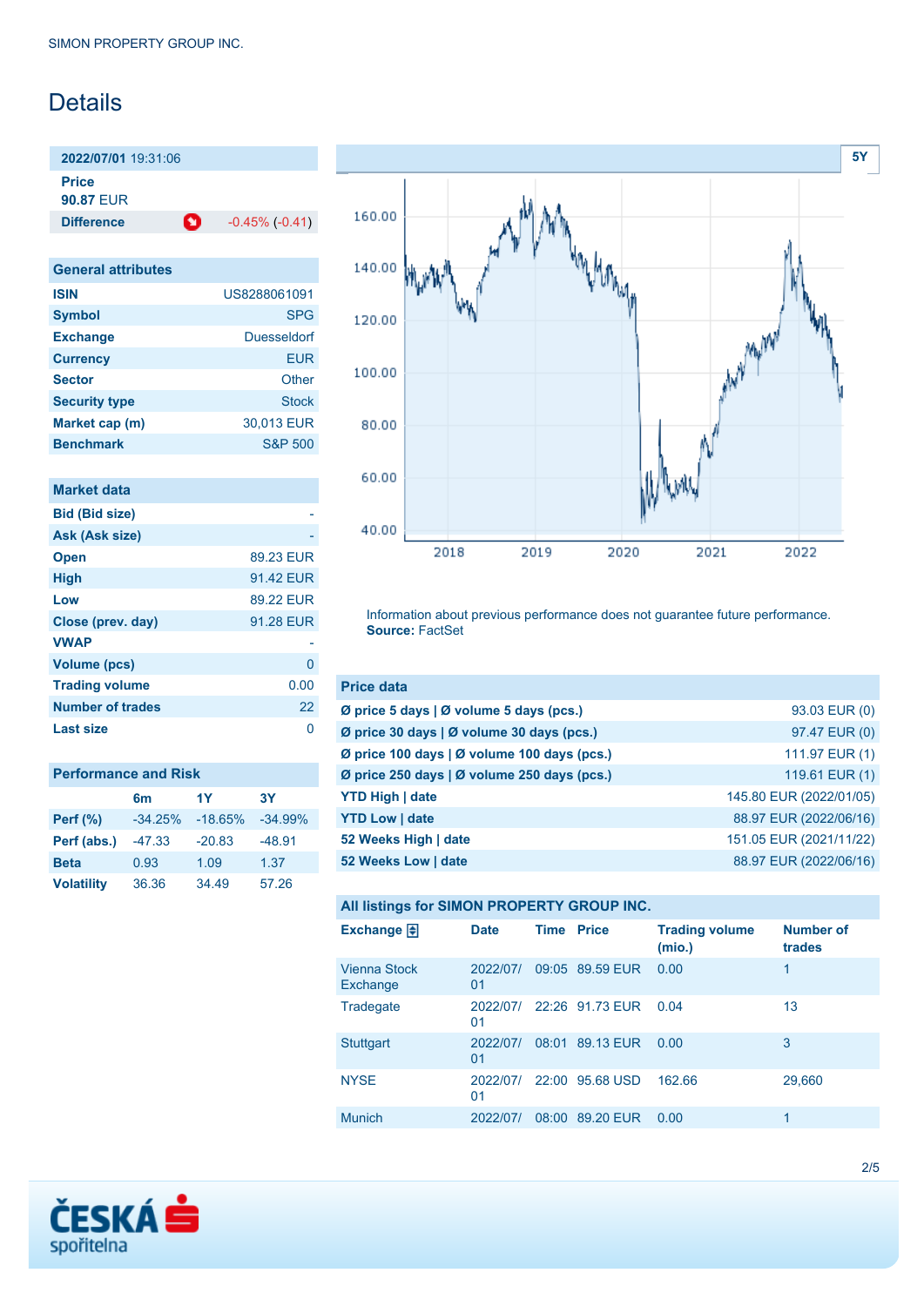# Details

| 2022/07/01 19:31:06 | |
|---|---|
| **Price** | |
| **90.87** EUR | |
| **Difference** | -0.45% (-0.41) |

| General attributes | |
|---|---|
| **ISIN** | US8288061091 |
| **Symbol** | SPG |
| **Exchange** | Duesseldorf |
| **Currency** | EUR |
| **Sector** | Other |
| **Security type** | Stock |
| **Market cap (m)** | 30,013 EUR |
| **Benchmark** | S&P 500 |

| Market data | |
|---|---|
| **Bid (Bid size)** | - |
| **Ask (Ask size)** | - |
| **Open** | 89.23 EUR |
| **High** | 91.42 EUR |
| **Low** | 89.22 EUR |
| **Close (prev. day)** | 91.28 EUR |
| **VWAP** | - |
| **Volume (pcs)** | 0 |
| **Trading volume** | 0.00 |
| **Number of trades** | 22 |
| **Last size** | 0 |

| Performance and Risk | 6m | 1Y | 3Y |
|---|---|---|---|
| **Perf (%)** | -34.25% | -18.65% | -34.99% |
| **Perf (abs.)** | -47.33 | -20.83 | -48.91 |
| **Beta** | 0.93 | 1.09 | 1.37 |
| **Volatility** | 36.36 | 34.49 | 57.26 |

Information about previous performance does not guarantee future performance.
**Source:** FactSet

| Price data | |
|---|---|
| **Ø price 5 days \| Ø volume 5 days (pcs.)** | 93.03 EUR (0) |
| **Ø price 30 days \| Ø volume 30 days (pcs.)** | 97.47 EUR (0) |
| **Ø price 100 days \| Ø volume 100 days (pcs.)** | 111.97 EUR (1) |
| **Ø price 250 days \| Ø volume 250 days (pcs.)** | 119.61 EUR (1) |
| **YTD High \| date** | 145.80 EUR (2022/01/05) |
| **YTD Low \| date** | 88.97 EUR (2022/06/16) |
| **52 Weeks High \| date** | 151.05 EUR (2021/11/22) |
| **52 Weeks Low \| date** | 88.97 EUR (2022/06/16) |

**All listings for SIMON PROPERTY GROUP INC.**

| Exchange | Date | Time | Price | Trading volume (mio.) | Number of trades |
|---|---|---|---|---|---|
| Vienna Stock Exchange | 2022/07/01 | 09:05 | 89.59 EUR | 0.00 | 1 |
| Tradegate | 2022/07/01 | 22:26 | 91.73 EUR | 0.04 | 13 |
| Stuttgart | 2022/07/01 | 08:01 | 89.13 EUR | 0.00 | 3 |
| NYSE | 2022/07/01 | 22:00 | 95.68 USD | 162.66 | 29,660 |
| Munich | 2022/07/ | 08:00 | 89.20 EUR | 0.00 | 1 |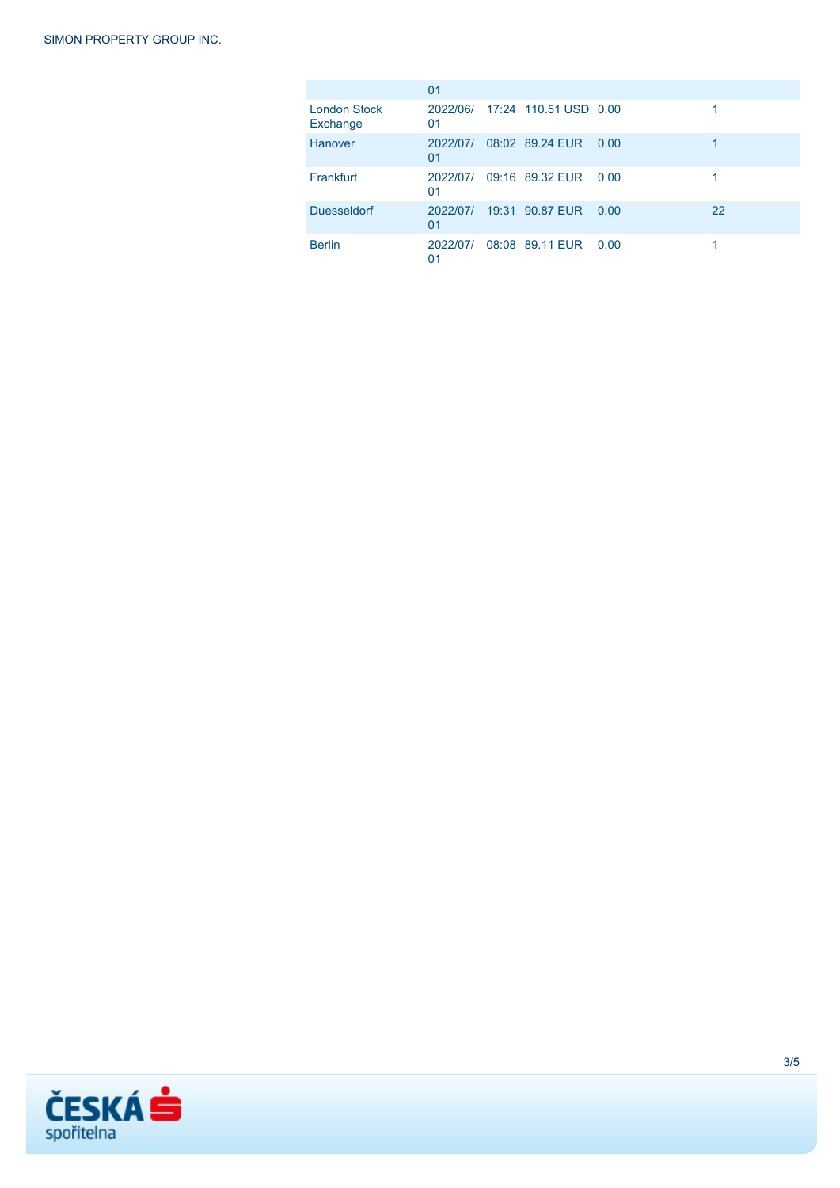| | 01 | | | | |
|---|---|---|---|---|---|
| London Stock Exchange | 2022/06/01 | 17:24 | 110.51 USD | 0.00 | 1 |
| Hanover | 2022/07/01 | 08:02 | 89.24 EUR | 0.00 | 1 |
| Frankfurt | 2022/07/01 | 09:16 | 89.32 EUR | 0.00 | 1 |
| Duesseldorf | 2022/07/01 | 19:31 | 90.87 EUR | 0.00 | 22 |
| Berlin | 2022/07/01 | 08:08 | 89.11 EUR | 0.00 | 1 |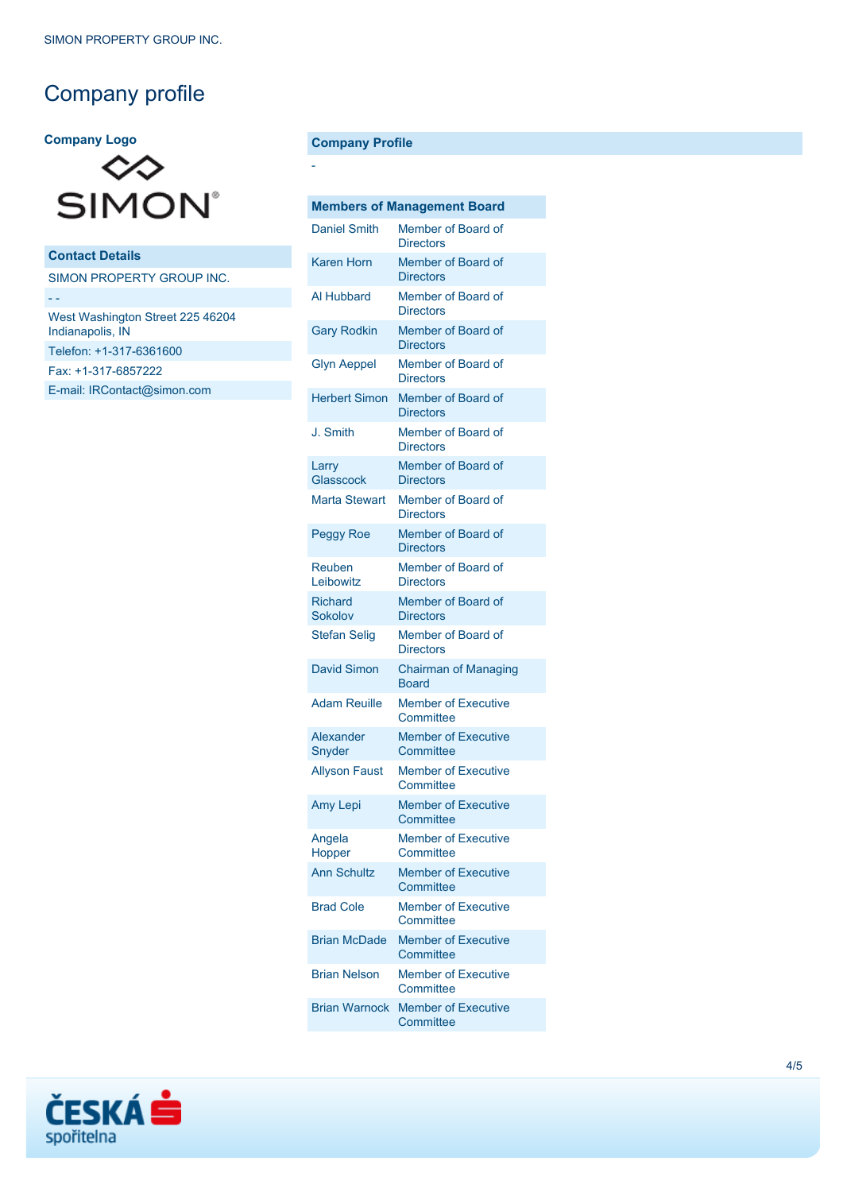# Company profile

**Company Logo**

| Contact Details |
|---|
| SIMON PROPERTY GROUP INC. |
| - - |
| West Washington Street 225 46204 Indianapolis, IN |
| Telefon: +1-317-6361600 |
| Fax: +1-317-6857222 |
| E-mail: IRContact@simon.com |

**Company Profile**

-

| Members of Management Board | |
|---|---|
| Daniel Smith | Member of Board of Directors |
| Karen Horn | Member of Board of Directors |
| Al Hubbard | Member of Board of Directors |
| Gary Rodkin | Member of Board of Directors |
| Glyn Aeppel | Member of Board of Directors |
| Herbert Simon | Member of Board of Directors |
| J. Smith | Member of Board of Directors |
| Larry Glasscock | Member of Board of Directors |
| Marta Stewart | Member of Board of Directors |
| Peggy Roe | Member of Board of Directors |
| Reuben Leibowitz | Member of Board of Directors |
| Richard Sokolov | Member of Board of Directors |
| Stefan Selig | Member of Board of Directors |
| David Simon | Chairman of Managing Board |
| Adam Reuille | Member of Executive Committee |
| Alexander Snyder | Member of Executive Committee |
| Allyson Faust | Member of Executive Committee |
| Amy Lepi | Member of Executive Committee |
| Angela Hopper | Member of Executive Committee |
| Ann Schultz | Member of Executive Committee |
| Brad Cole | Member of Executive Committee |
| Brian McDade | Member of Executive Committee |
| Brian Nelson | Member of Executive Committee |
| Brian Warnock | Member of Executive Committee |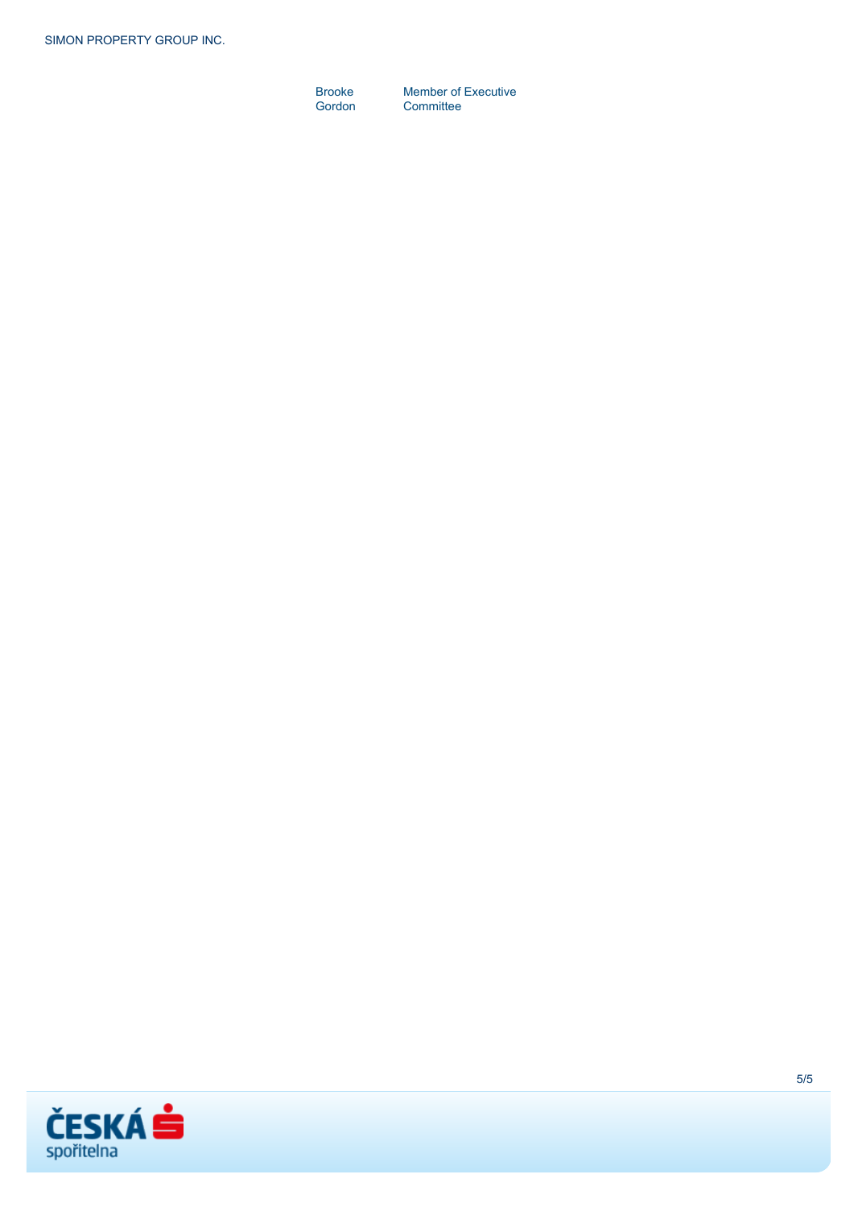| | |
|---|---|
| Brooke Gordon | Member of Executive Committee |